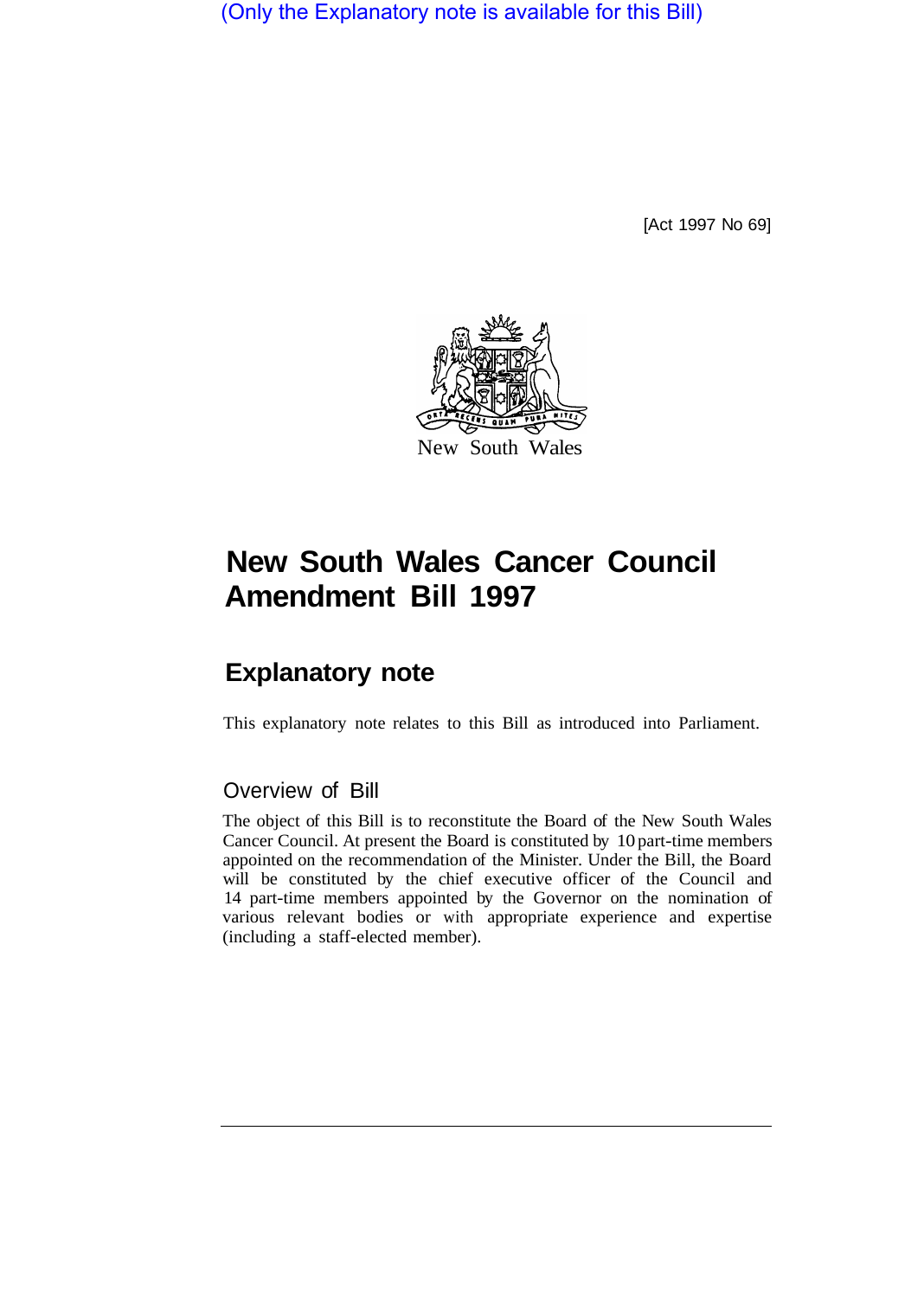(Only the Explanatory note is available for this Bill)

[Act 1997 No 69]

New South Wales

# New South Wales Cancer Council Amendment Bill 1997

## Explanatory note

This explanatory note relates to this Bill as introduced into Parliament.

### Overview of Bill

The object of this Bill is to reconstitute the Board of the New South Wales Cancer Council. At present the Board is constituted by 10 part-time members appointed on the recommendation of the Minister. Under the Bill, the Board will be constituted by the chief executive officer of the Council and 14 part-time members appointed by the Governor on the nomination of various relevant bodies or with appropriate experience and expertise (including a staff-elected member).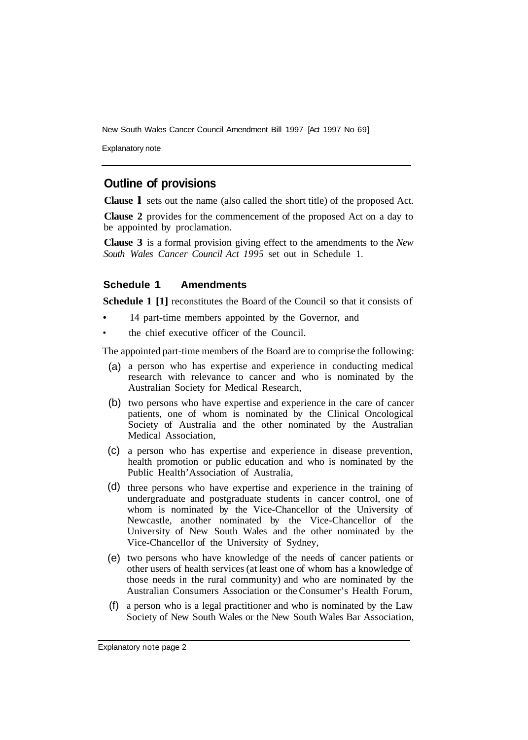## Outline of provisions

**Clause 1** sets out the name (also called the short title) of the proposed Act.

**Clause 2** provides for the commencement of the proposed Act on a day to be appointed by proclamation.

**Clause 3** is a formal provision giving effect to the amendments to the *New South Wales Cancer Council Act 1995* set out in Schedule 1.

### Schedule 1 Amendments

**Schedule 1 [1]** reconstitutes the Board of the Council so that it consists of

- 14 part-time members appointed by the Governor, and
- the chief executive officer of the Council.

The appointed part-time members of the Board are to comprise the following:

(a) a person who has expertise and experience in conducting medical research with relevance to cancer and who is nominated by the Australian Society for Medical Research,

(b) two persons who have expertise and experience in the care of cancer patients, one of whom is nominated by the Clinical Oncological Society of Australia and the other nominated by the Australian Medical Association,

(c) a person who has expertise and experience in disease prevention, health promotion or public education and who is nominated by the Public Health Association of Australia,

(d) three persons who have expertise and experience in the training of undergraduate and postgraduate students in cancer control, one of whom is nominated by the Vice-Chancellor of the University of Newcastle, another nominated by the Vice-Chancellor of the University of New South Wales and the other nominated by the Vice-Chancellor of the University of Sydney,

(e) two persons who have knowledge of the needs of cancer patients or other users of health services (at least one of whom has a knowledge of those needs in the rural community) and who are nominated by the Australian Consumers Association or the Consumer's Health Forum,

(f) a person who is a legal practitioner and who is nominated by the Law Society of New South Wales or the New South Wales Bar Association,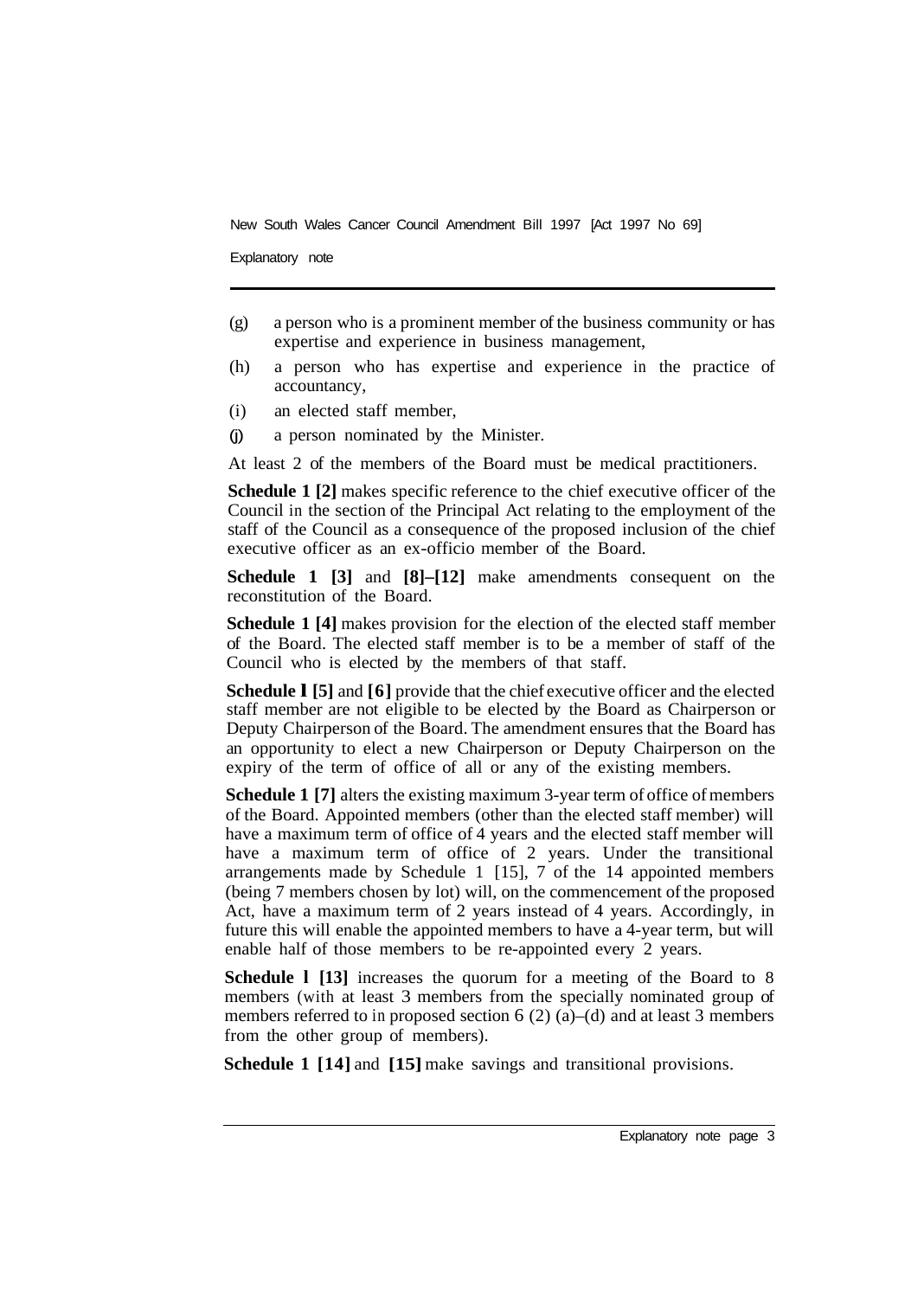(g) a person who is a prominent member of the business community or has expertise and experience in business management,

(h) a person who has expertise and experience in the practice of accountancy,

(i) an elected staff member,

(j) a person nominated by the Minister.

At least 2 of the members of the Board must be medical practitioners.

**Schedule 1 [2]** makes specific reference to the chief executive officer of the Council in the section of the Principal Act relating to the employment of the staff of the Council as a consequence of the proposed inclusion of the chief executive officer as an ex-officio member of the Board.

**Schedule 1 [3]** and **[8]–[12]** make amendments consequent on the reconstitution of the Board.

**Schedule 1 [4]** makes provision for the election of the elected staff member of the Board. The elected staff member is to be a member of staff of the Council who is elected by the members of that staff.

**Schedule 1 [5]** and **[6]** provide that the chief executive officer and the elected staff member are not eligible to be elected by the Board as Chairperson or Deputy Chairperson of the Board. The amendment ensures that the Board has an opportunity to elect a new Chairperson or Deputy Chairperson on the expiry of the term of office of all or any of the existing members.

**Schedule 1 [7]** alters the existing maximum 3-year term of office of members of the Board. Appointed members (other than the elected staff member) will have a maximum term of office of 4 years and the elected staff member will have a maximum term of office of 2 years. Under the transitional arrangements made by Schedule 1 [15], 7 of the 14 appointed members (being 7 members chosen by lot) will, on the commencement of the proposed Act, have a maximum term of 2 years instead of 4 years. Accordingly, in future this will enable the appointed members to have a 4-year term, but will enable half of those members to be re-appointed every 2 years.

**Schedule 1 [13]** increases the quorum for a meeting of the Board to 8 members (with at least 3 members from the specially nominated group of members referred to in proposed section 6 (2) (a)–(d) and at least 3 members from the other group of members).

**Schedule 1 [14]** and **[15]** make savings and transitional provisions.